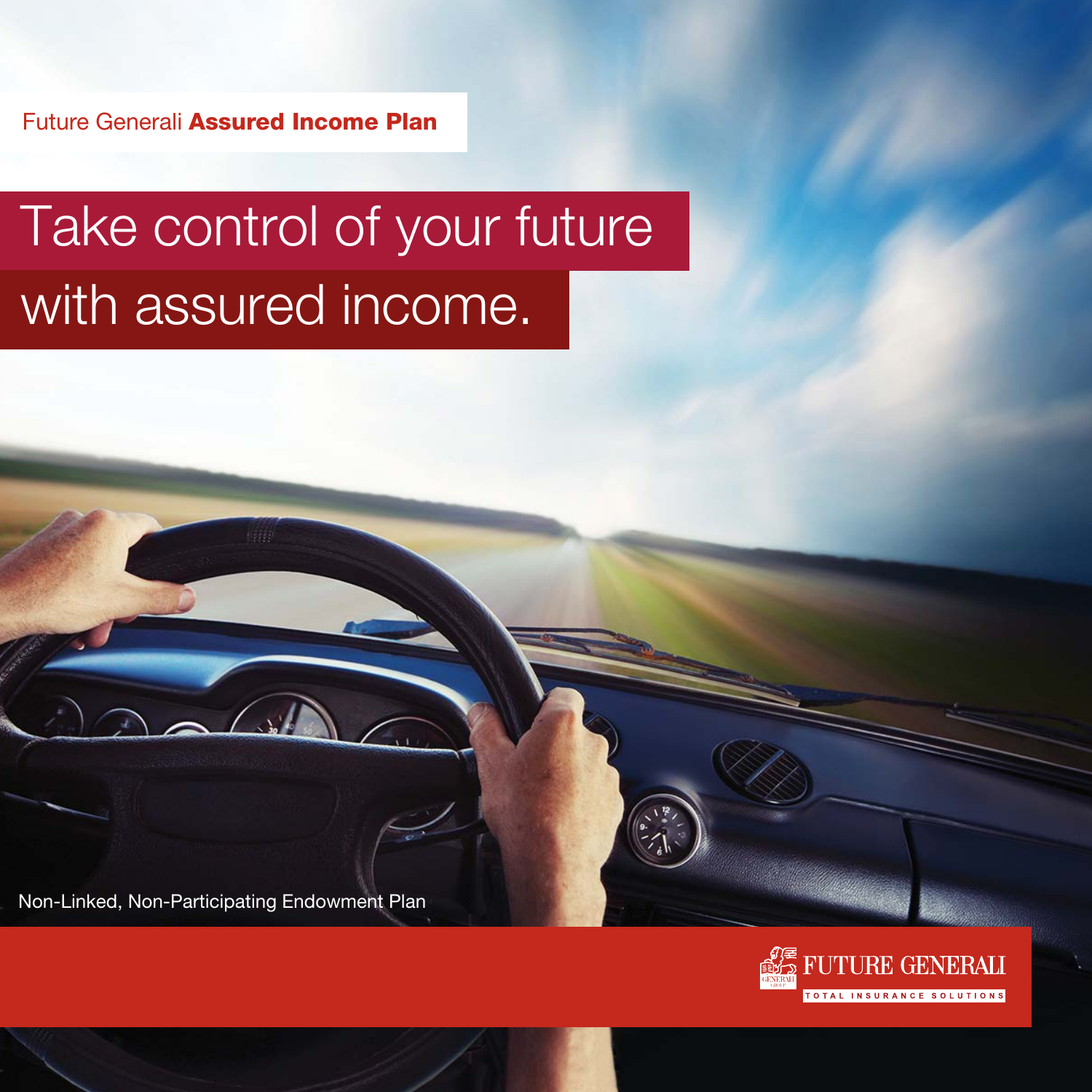Future Generali **Assured Income Plan**

# Take control of your future with assured income.

Non-Linked, Non-Participating Endowment Plan

FUTURE GENERALI
TOTAL INSURANCE SOLUTIONS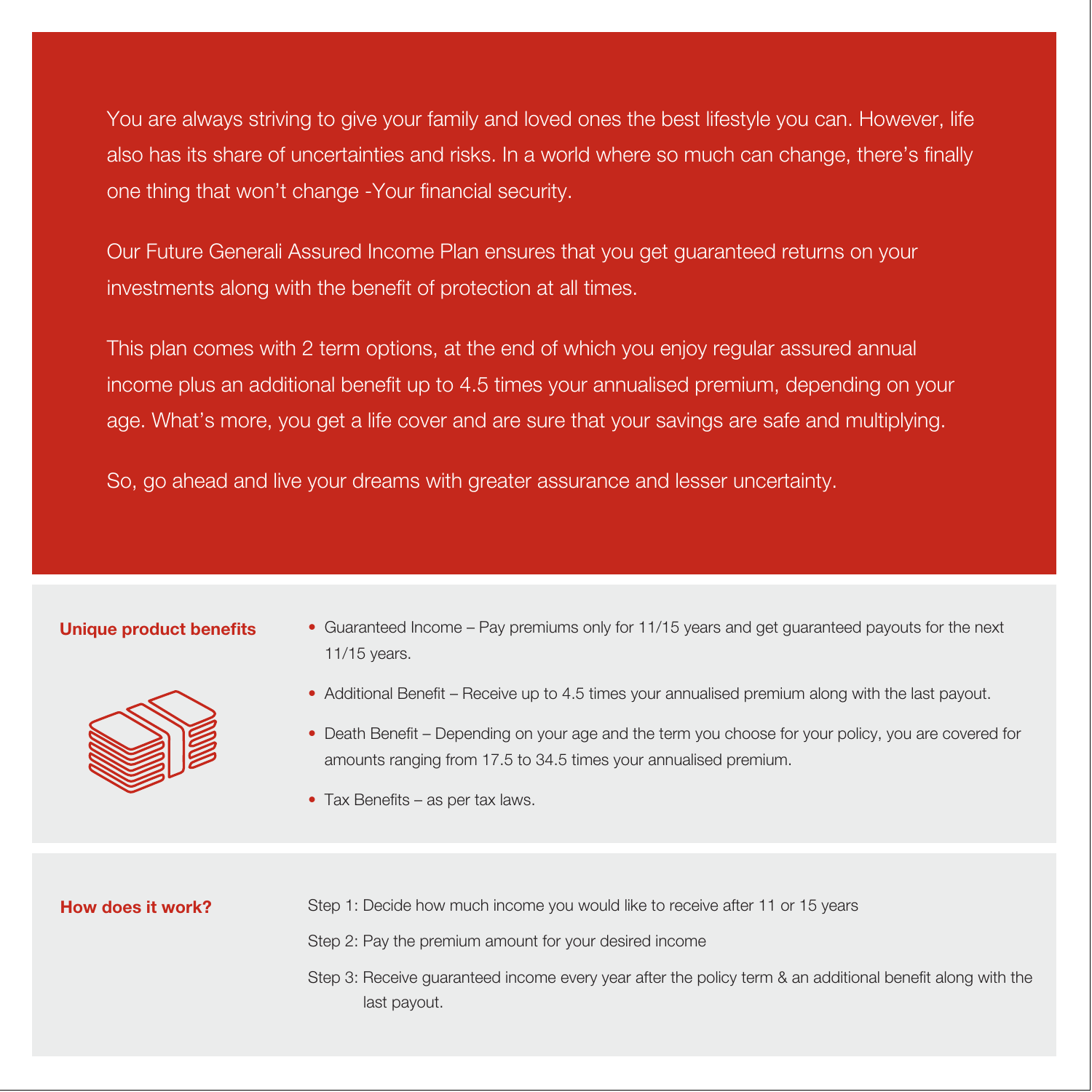You are always striving to give your family and loved ones the best lifestyle you can. However, life also has its share of uncertainties and risks. In a world where so much can change, there's finally one thing that won't change -Your financial security.

Our Future Generali Assured Income Plan ensures that you get guaranteed returns on your investments along with the benefit of protection at all times.

This plan comes with 2 term options, at the end of which you enjoy regular assured annual income plus an additional benefit up to 4.5 times your annualised premium, depending on your age. What's more, you get a life cover and are sure that your savings are safe and multiplying.

So, go ahead and live your dreams with greater assurance and lesser uncertainty.

## Unique product benefits

- Guaranteed Income – Pay premiums only for 11/15 years and get guaranteed payouts for the next 11/15 years.
- Additional Benefit – Receive up to 4.5 times your annualised premium along with the last payout.
- Death Benefit – Depending on your age and the term you choose for your policy, you are covered for amounts ranging from 17.5 to 34.5 times your annualised premium.
- Tax Benefits – as per tax laws.

## How does it work?

Step 1: Decide how much income you would like to receive after 11 or 15 years

Step 2: Pay the premium amount for your desired income

Step 3: Receive guaranteed income every year after the policy term & an additional benefit along with the last payout.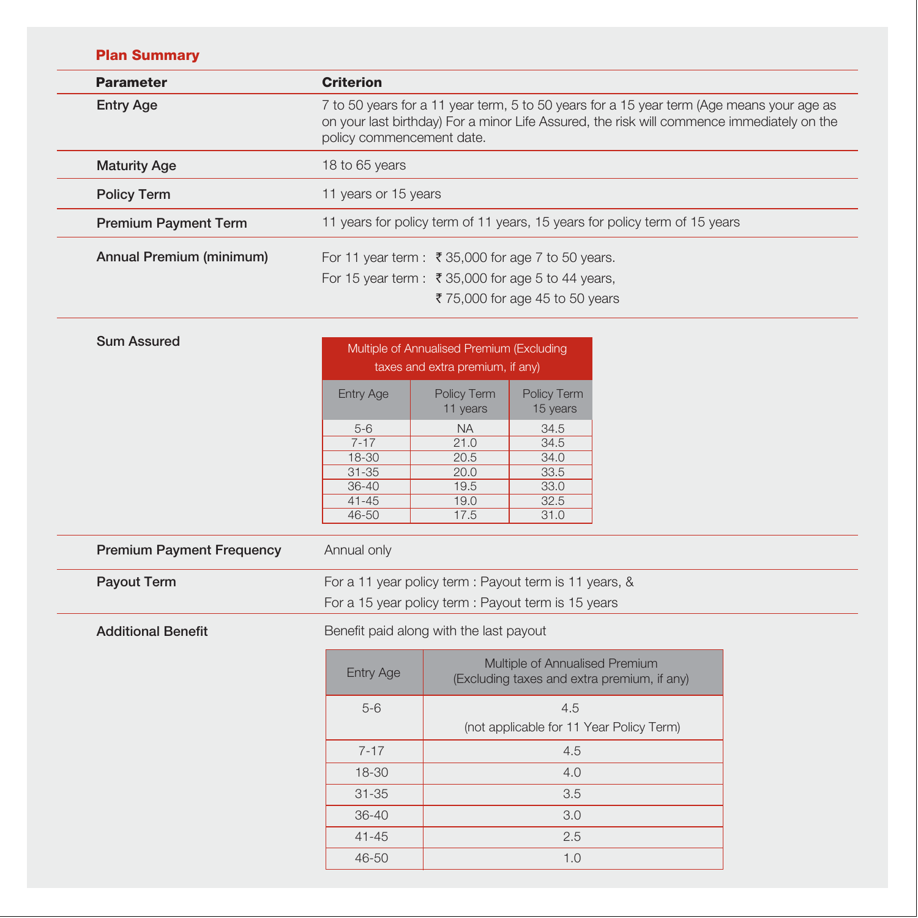## Plan Summary

| Parameter | Criterion |
|---|---|
| **Entry Age** | 7 to 50 years for a 11 year term, 5 to 50 years for a 15 year term (Age means your age as on your last birthday) For a minor Life Assured, the risk will commence immediately on the policy commencement date. |
| **Maturity Age** | 18 to 65 years |
| **Policy Term** | 11 years or 15 years |
| **Premium Payment Term** | 11 years for policy term of 11 years, 15 years for policy term of 15 years |
| **Annual Premium (minimum)** | For 11 year term : ₹ 35,000 for age 7 to 50 years.<br>For 15 year term : ₹ 35,000 for age 5 to 44 years,<br>₹ 75,000 for age 45 to 50 years |

**Sum Assured**

| Multiple of Annualised Premium (Excluding taxes and extra premium, if any) | | |
|---|---|---|
| Entry Age | Policy Term 11 years | Policy Term 15 years |
| 5-6 | NA | 34.5 |
| 7-17 | 21.0 | 34.5 |
| 18-30 | 20.5 | 34.0 |
| 31-35 | 20.0 | 33.5 |
| 36-40 | 19.5 | 33.0 |
| 41-45 | 19.0 | 32.5 |
| 46-50 | 17.5 | 31.0 |

| Parameter | Criterion |
|---|---|
| **Premium Payment Frequency** | Annual only |
| **Payout Term** | For a 11 year policy term : Payout term is 11 years, &<br>For a 15 year policy term : Payout term is 15 years |

**Additional Benefit**

Benefit paid along with the last payout

| Entry Age | Multiple of Annualised Premium (Excluding taxes and extra premium, if any) |
|---|---|
| 5-6 | 4.5<br>(not applicable for 11 Year Policy Term) |
| 7-17 | 4.5 |
| 18-30 | 4.0 |
| 31-35 | 3.5 |
| 36-40 | 3.0 |
| 41-45 | 2.5 |
| 46-50 | 1.0 |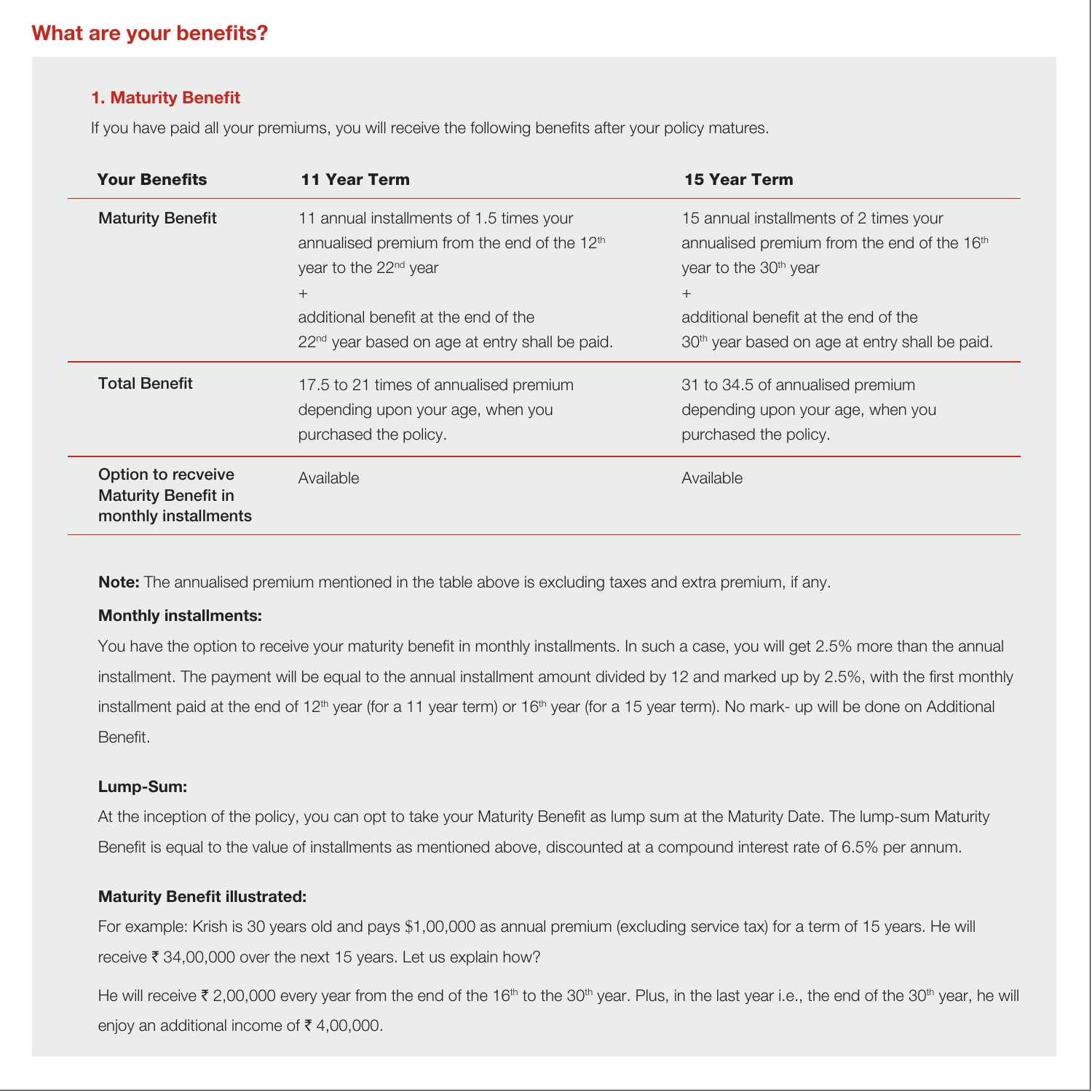## What are your benefits?

### 1. Maturity Benefit

If you have paid all your premiums, you will receive the following benefits after your policy matures.

| Your Benefits | 11 Year Term | 15 Year Term |
|---|---|---|
| Maturity Benefit | 11 annual installments of 1.5 times your annualised premium from the end of the 12th year to the 22nd year + additional benefit at the end of the 22nd year based on age at entry shall be paid. | 15 annual installments of 2 times your annualised premium from the end of the 16th year to the 30th year + additional benefit at the end of the 30th year based on age at entry shall be paid. |
| Total Benefit | 17.5 to 21 times of annualised premium depending upon your age, when you purchased the policy. | 31 to 34.5 of annualised premium depending upon your age, when you purchased the policy. |
| Option to recveive Maturity Benefit in monthly installments | Available | Available |

**Note:** The annualised premium mentioned in the table above is excluding taxes and extra premium, if any.

**Monthly installments:**

You have the option to receive your maturity benefit in monthly installments. In such a case, you will get 2.5% more than the annual installment. The payment will be equal to the annual installment amount divided by 12 and marked up by 2.5%, with the first monthly installment paid at the end of 12th year (for a 11 year term) or 16th year (for a 15 year term). No mark- up will be done on Additional Benefit.

**Lump-Sum:**

At the inception of the policy, you can opt to take your Maturity Benefit as lump sum at the Maturity Date. The lump-sum Maturity Benefit is equal to the value of installments as mentioned above, discounted at a compound interest rate of 6.5% per annum.

**Maturity Benefit illustrated:**

For example: Krish is 30 years old and pays $1,00,000 as annual premium (excluding service tax) for a term of 15 years. He will receive ₹ 34,00,000 over the next 15 years. Let us explain how?

He will receive ₹ 2,00,000 every year from the end of the 16th to the 30th year. Plus, in the last year i.e., the end of the 30th year, he will enjoy an additional income of ₹ 4,00,000.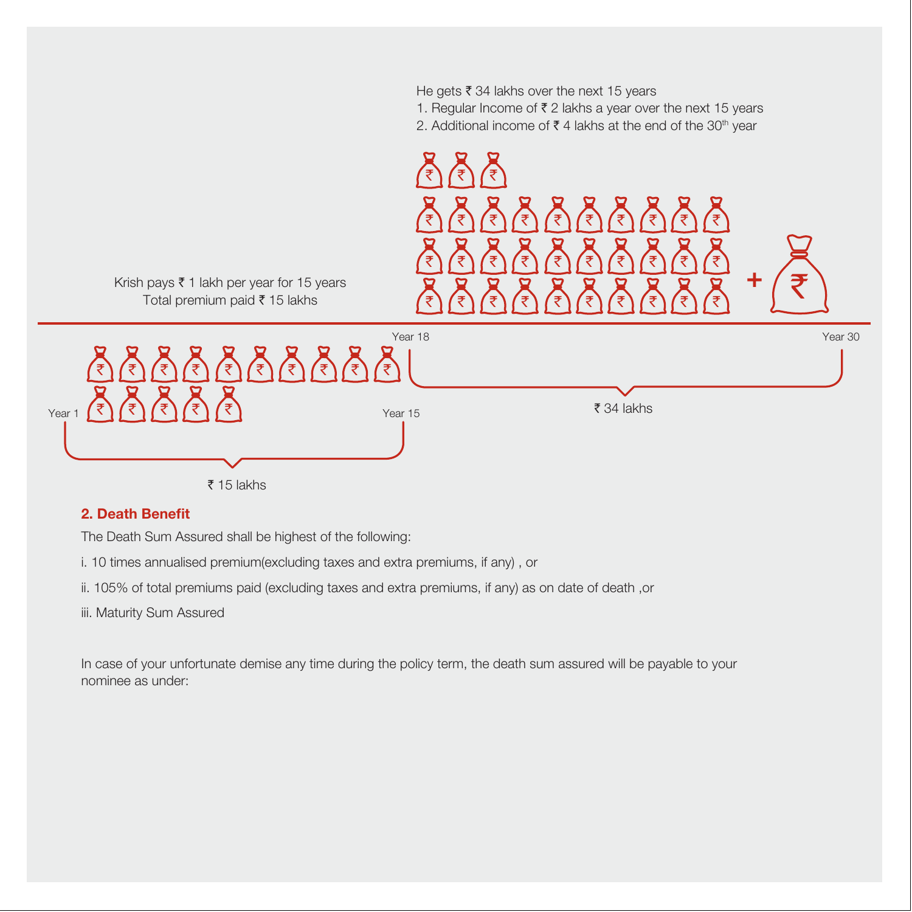He gets ₹ 34 lakhs over the next 15 years

1. Regular Income of ₹ 2 lakhs a year over the next 15 years
2. Additional income of ₹ 4 lakhs at the end of the 30th year

Krish pays ₹ 1 lakh per year for 15 years
Total premium paid ₹ 15 lakhs

Year 1 — Year 15: ₹ 15 lakhs

Year 18 — Year 30: ₹ 34 lakhs

## 2. Death Benefit

The Death Sum Assured shall be highest of the following:

i. 10 times annualised premium(excluding taxes and extra premiums, if any) , or

ii. 105% of total premiums paid (excluding taxes and extra premiums, if any) as on date of death ,or

iii. Maturity Sum Assured

In case of your unfortunate demise any time during the policy term, the death sum assured will be payable to your nominee as under: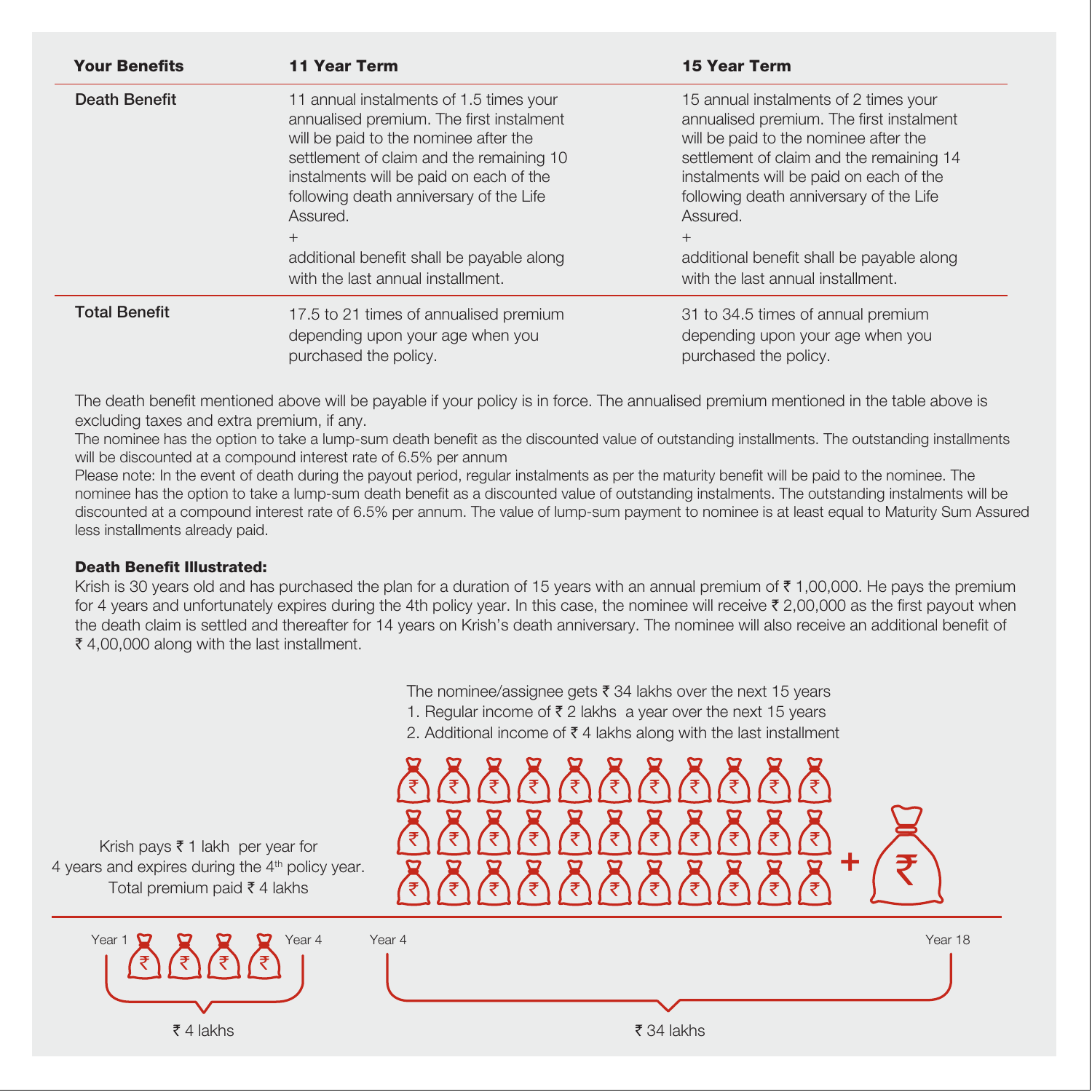| Your Benefits | 11 Year Term | 15 Year Term |
|---|---|---|
| Death Benefit | 11 annual instalments of 1.5 times your annualised premium. The first instalment will be paid to the nominee after the settlement of claim and the remaining 10 instalments will be paid on each of the following death anniversary of the Life Assured.<br>+<br>additional benefit shall be payable along with the last annual installment. | 15 annual instalments of 2 times your annualised premium. The first instalment will be paid to the nominee after the settlement of claim and the remaining 14 instalments will be paid on each of the following death anniversary of the Life Assured.<br>+<br>additional benefit shall be payable along with the last annual installment. |
| Total Benefit | 17.5 to 21 times of annualised premium depending upon your age when you purchased the policy. | 31 to 34.5 times of annual premium depending upon your age when you purchased the policy. |

The death benefit mentioned above will be payable if your policy is in force. The annualised premium mentioned in the table above is excluding taxes and extra premium, if any.

The nominee has the option to take a lump-sum death benefit as the discounted value of outstanding installments. The outstanding installments will be discounted at a compound interest rate of 6.5% per annum

Please note: In the event of death during the payout period, regular instalments as per the maturity benefit will be paid to the nominee. The nominee has the option to take a lump-sum death benefit as a discounted value of outstanding instalments. The outstanding instalments will be discounted at a compound interest rate of 6.5% per annum. The value of lump-sum payment to nominee is at least equal to Maturity Sum Assured less installments already paid.

**Death Benefit Illustrated:**

Krish is 30 years old and has purchased the plan for a duration of 15 years with an annual premium of ₹ 1,00,000. He pays the premium for 4 years and unfortunately expires during the 4th policy year. In this case, the nominee will receive ₹ 2,00,000 as the first payout when the death claim is settled and thereafter for 14 years on Krish's death anniversary. The nominee will also receive an additional benefit of ₹ 4,00,000 along with the last installment.

The nominee/assignee gets ₹ 34 lakhs over the next 15 years

1. Regular income of ₹ 2 lakhs a year over the next 15 years
2. Additional income of ₹ 4 lakhs along with the last installment

Krish pays ₹ 1 lakh per year for 4 years and expires during the 4th policy year. Total premium paid ₹ 4 lakhs

Year 1 – Year 4: ₹ 4 lakhs

Year 4 – Year 18: ₹ 34 lakhs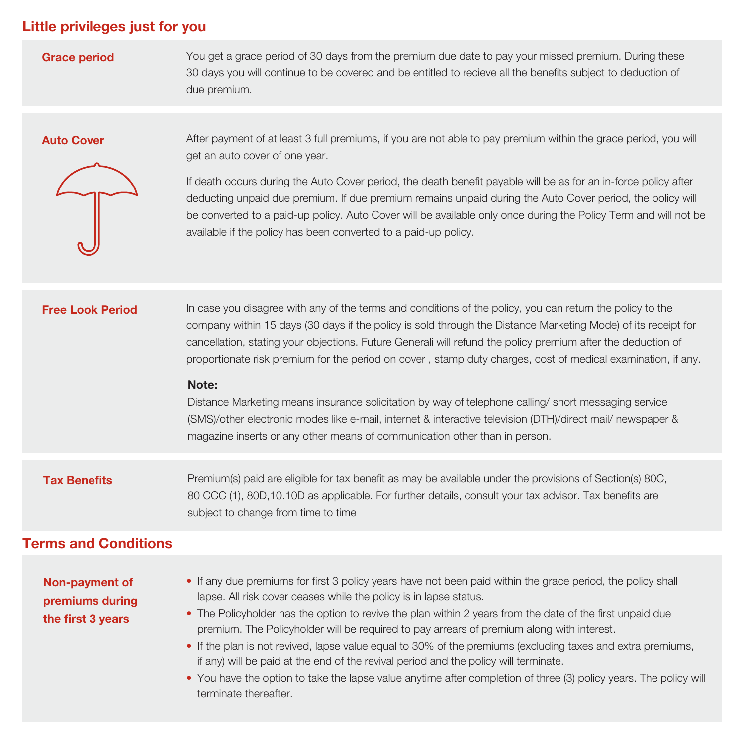## Little privileges just for you

### Grace period

You get a grace period of 30 days from the premium due date to pay your missed premium. During these 30 days you will continue to be covered and be entitled to recieve all the benefits subject to deduction of due premium.

### Auto Cover

After payment of at least 3 full premiums, if you are not able to pay premium within the grace period, you will get an auto cover of one year.

If death occurs during the Auto Cover period, the death benefit payable will be as for an in-force policy after deducting unpaid due premium. If due premium remains unpaid during the Auto Cover period, the policy will be converted to a paid-up policy. Auto Cover will be available only once during the Policy Term and will not be available if the policy has been converted to a paid-up policy.

### Free Look Period

In case you disagree with any of the terms and conditions of the policy, you can return the policy to the company within 15 days (30 days if the policy is sold through the Distance Marketing Mode) of its receipt for cancellation, stating your objections. Future Generali will refund the policy premium after the deduction of proportionate risk premium for the period on cover , stamp duty charges, cost of medical examination, if any.

**Note:**
Distance Marketing means insurance solicitation by way of telephone calling/ short messaging service (SMS)/other electronic modes like e-mail, internet & interactive television (DTH)/direct mail/ newspaper & magazine inserts or any other means of communication other than in person.

### Tax Benefits

Premium(s) paid are eligible for tax benefit as may be available under the provisions of Section(s) 80C, 80 CCC (1), 80D,10.10D as applicable. For further details, consult your tax advisor. Tax benefits are subject to change from time to time

## Terms and Conditions

### Non-payment of premiums during the first 3 years

- If any due premiums for first 3 policy years have not been paid within the grace period, the policy shall lapse. All risk cover ceases while the policy is in lapse status.
- The Policyholder has the option to revive the plan within 2 years from the date of the first unpaid due premium. The Policyholder will be required to pay arrears of premium along with interest.
- If the plan is not revived, lapse value equal to 30% of the premiums (excluding taxes and extra premiums, if any) will be paid at the end of the revival period and the policy will terminate.
- You have the option to take the lapse value anytime after completion of three (3) policy years. The policy will terminate thereafter.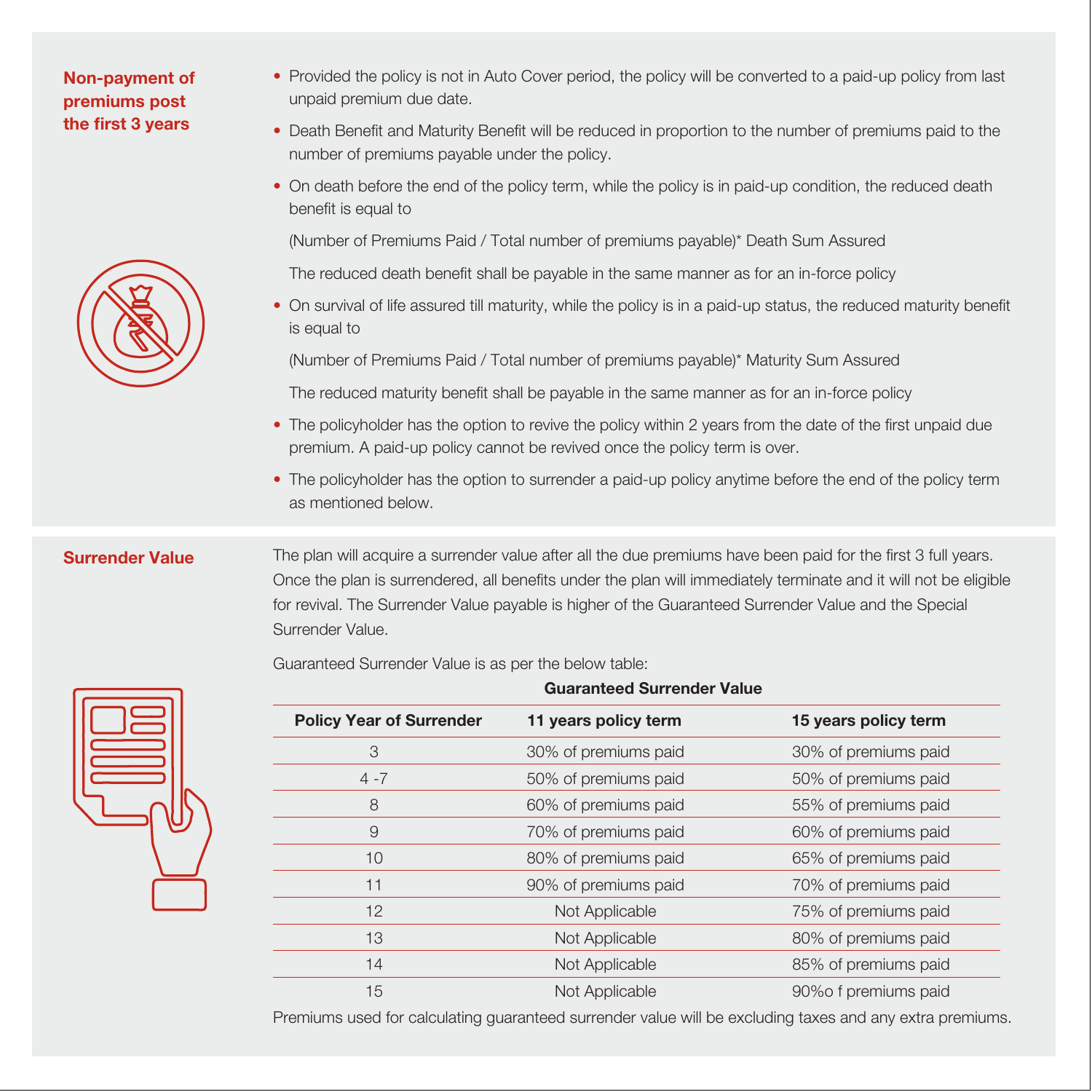## Non-payment of premiums post the first 3 years

- Provided the policy is not in Auto Cover period, the policy will be converted to a paid-up policy from last unpaid premium due date.
- Death Benefit and Maturity Benefit will be reduced in proportion to the number of premiums paid to the number of premiums payable under the policy.
- On death before the end of the policy term, while the policy is in paid-up condition, the reduced death benefit is equal to

  (Number of Premiums Paid / Total number of premiums payable)* Death Sum Assured

  The reduced death benefit shall be payable in the same manner as for an in-force policy
- On survival of life assured till maturity, while the policy is in a paid-up status, the reduced maturity benefit is equal to

  (Number of Premiums Paid / Total number of premiums payable)* Maturity Sum Assured

  The reduced maturity benefit shall be payable in the same manner as for an in-force policy
- The policyholder has the option to revive the policy within 2 years from the date of the first unpaid due premium. A paid-up policy cannot be revived once the policy term is over.
- The policyholder has the option to surrender a paid-up policy anytime before the end of the policy term as mentioned below.

## Surrender Value

The plan will acquire a surrender value after all the due premiums have been paid for the first 3 full years. Once the plan is surrendered, all benefits under the plan will immediately terminate and it will not be eligible for revival. The Surrender Value payable is higher of the Guaranteed Surrender Value and the Special Surrender Value.

Guaranteed Surrender Value is as per the below table:

**Guaranteed Surrender Value**

| Policy Year of Surrender | 11 years policy term | 15 years policy term |
|---|---|---|
| 3 | 30% of premiums paid | 30% of premiums paid |
| 4 -7 | 50% of premiums paid | 50% of premiums paid |
| 8 | 60% of premiums paid | 55% of premiums paid |
| 9 | 70% of premiums paid | 60% of premiums paid |
| 10 | 80% of premiums paid | 65% of premiums paid |
| 11 | 90% of premiums paid | 70% of premiums paid |
| 12 | Not Applicable | 75% of premiums paid |
| 13 | Not Applicable | 80% of premiums paid |
| 14 | Not Applicable | 85% of premiums paid |
| 15 | Not Applicable | 90%o f premiums paid |

Premiums used for calculating guaranteed surrender value will be excluding taxes and any extra premiums.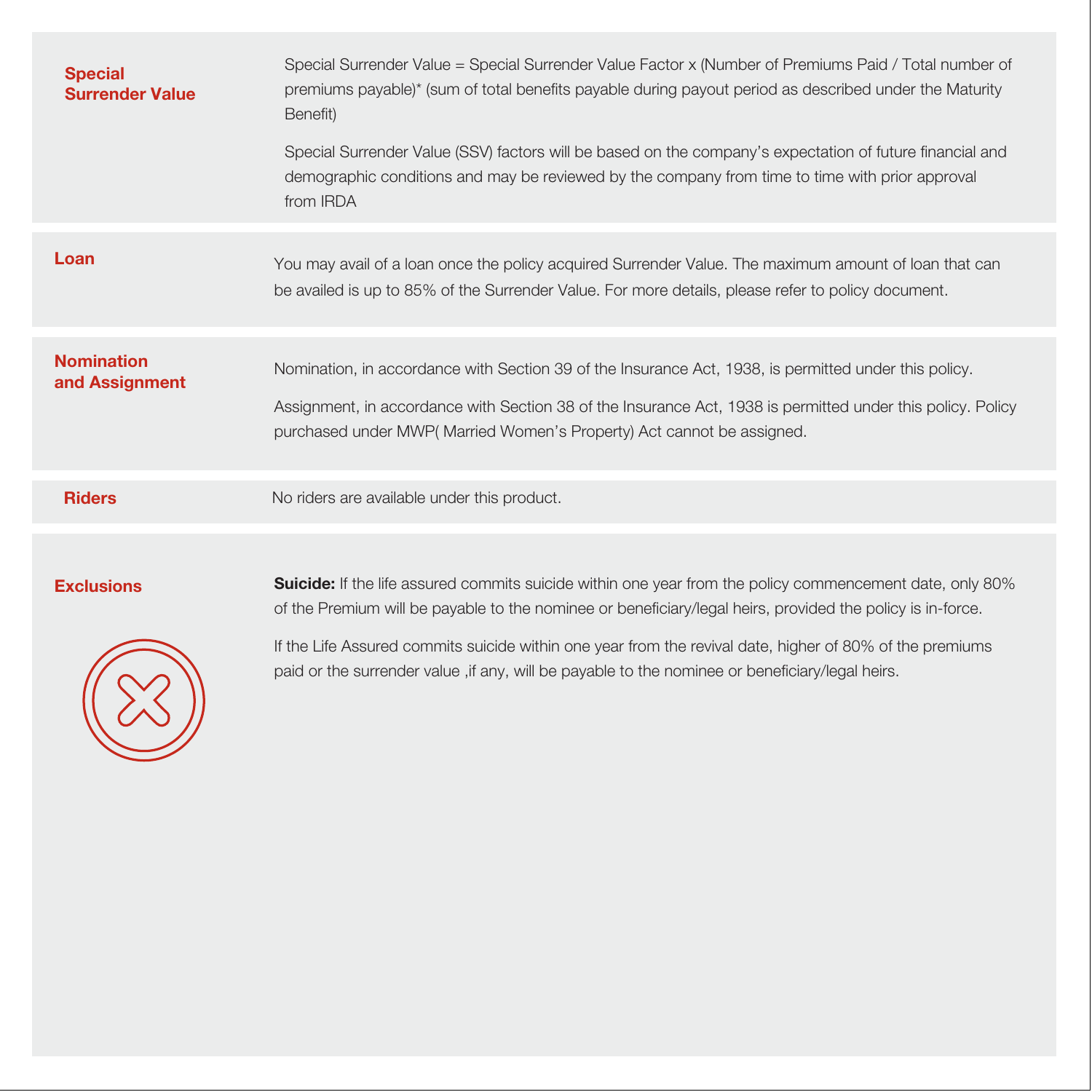## Special Surrender Value

Special Surrender Value = Special Surrender Value Factor x (Number of Premiums Paid / Total number of premiums payable)* (sum of total benefits payable during payout period as described under the Maturity Benefit)

Special Surrender Value (SSV) factors will be based on the company's expectation of future financial and demographic conditions and may be reviewed by the company from time to time with prior approval from IRDA

## Loan

You may avail of a loan once the policy acquired Surrender Value. The maximum amount of loan that can be availed is up to 85% of the Surrender Value. For more details, please refer to policy document.

## Nomination and Assignment

Nomination, in accordance with Section 39 of the Insurance Act, 1938, is permitted under this policy.

Assignment, in accordance with Section 38 of the Insurance Act, 1938 is permitted under this policy. Policy purchased under MWP( Married Women's Property) Act cannot be assigned.

## Riders

No riders are available under this product.

## Exclusions

**Suicide:** If the life assured commits suicide within one year from the policy commencement date, only 80% of the Premium will be payable to the nominee or beneficiary/legal heirs, provided the policy is in-force.

If the Life Assured commits suicide within one year from the revival date, higher of 80% of the premiums paid or the surrender value ,if any, will be payable to the nominee or beneficiary/legal heirs.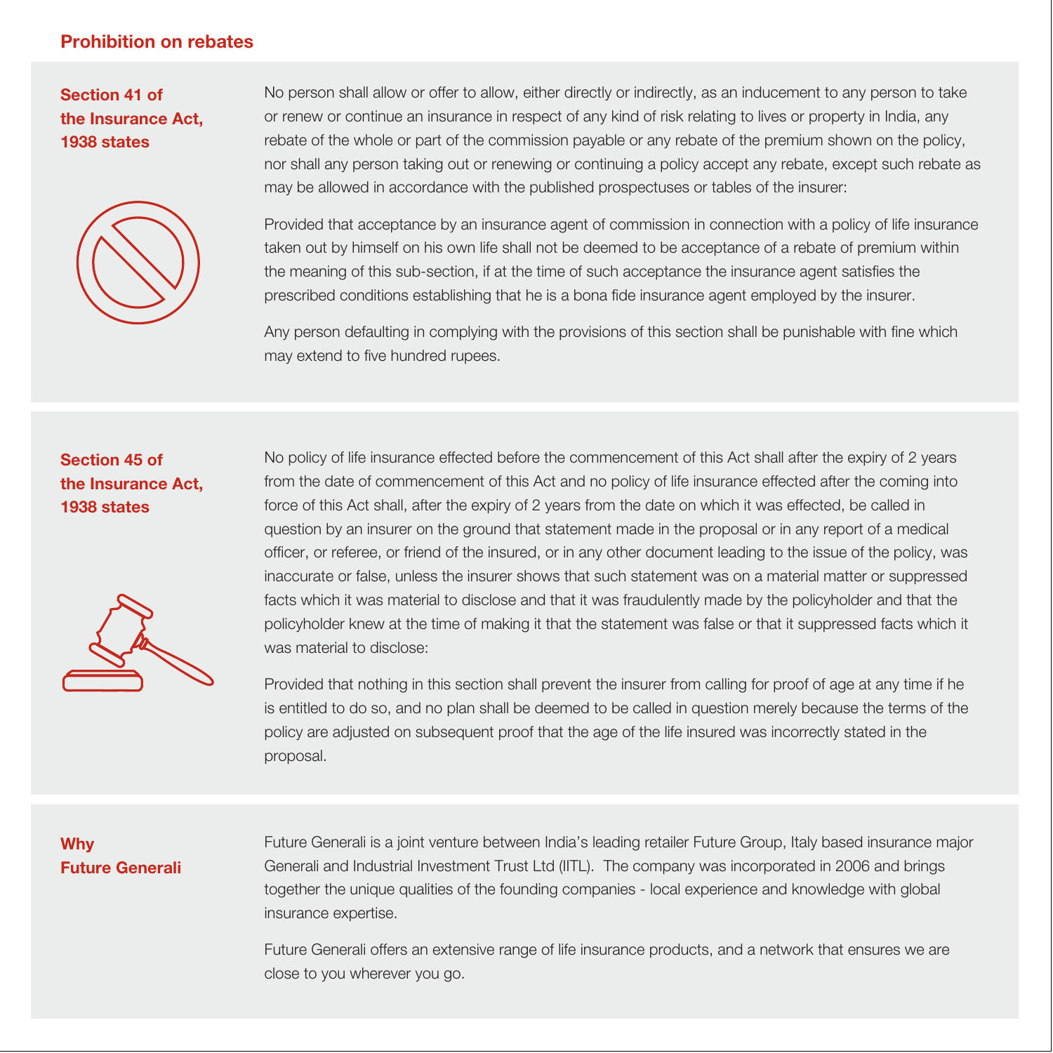## Prohibition on rebates

### Section 41 of the Insurance Act, 1938 states

No person shall allow or offer to allow, either directly or indirectly, as an inducement to any person to take or renew or continue an insurance in respect of any kind of risk relating to lives or property in India, any rebate of the whole or part of the commission payable or any rebate of the premium shown on the policy, nor shall any person taking out or renewing or continuing a policy accept any rebate, except such rebate as may be allowed in accordance with the published prospectuses or tables of the insurer:

Provided that acceptance by an insurance agent of commission in connection with a policy of life insurance taken out by himself on his own life shall not be deemed to be acceptance of a rebate of premium within the meaning of this sub-section, if at the time of such acceptance the insurance agent satisfies the prescribed conditions establishing that he is a bona fide insurance agent employed by the insurer.

Any person defaulting in complying with the provisions of this section shall be punishable with fine which may extend to five hundred rupees.

### Section 45 of the Insurance Act, 1938 states

No policy of life insurance effected before the commencement of this Act shall after the expiry of 2 years from the date of commencement of this Act and no policy of life insurance effected after the coming into force of this Act shall, after the expiry of 2 years from the date on which it was effected, be called in question by an insurer on the ground that statement made in the proposal or in any report of a medical officer, or referee, or friend of the insured, or in any other document leading to the issue of the policy, was inaccurate or false, unless the insurer shows that such statement was on a material matter or suppressed facts which it was material to disclose and that it was fraudulently made by the policyholder and that the policyholder knew at the time of making it that the statement was false or that it suppressed facts which it was material to disclose:

Provided that nothing in this section shall prevent the insurer from calling for proof of age at any time if he is entitled to do so, and no plan shall be deemed to be called in question merely because the terms of the policy are adjusted on subsequent proof that the age of the life insured was incorrectly stated in the proposal.

### Why Future Generali

Future Generali is a joint venture between India's leading retailer Future Group, Italy based insurance major Generali and Industrial Investment Trust Ltd (IITL). The company was incorporated in 2006 and brings together the unique qualities of the founding companies - local experience and knowledge with global insurance expertise.

Future Generali offers an extensive range of life insurance products, and a network that ensures we are close to you wherever you go.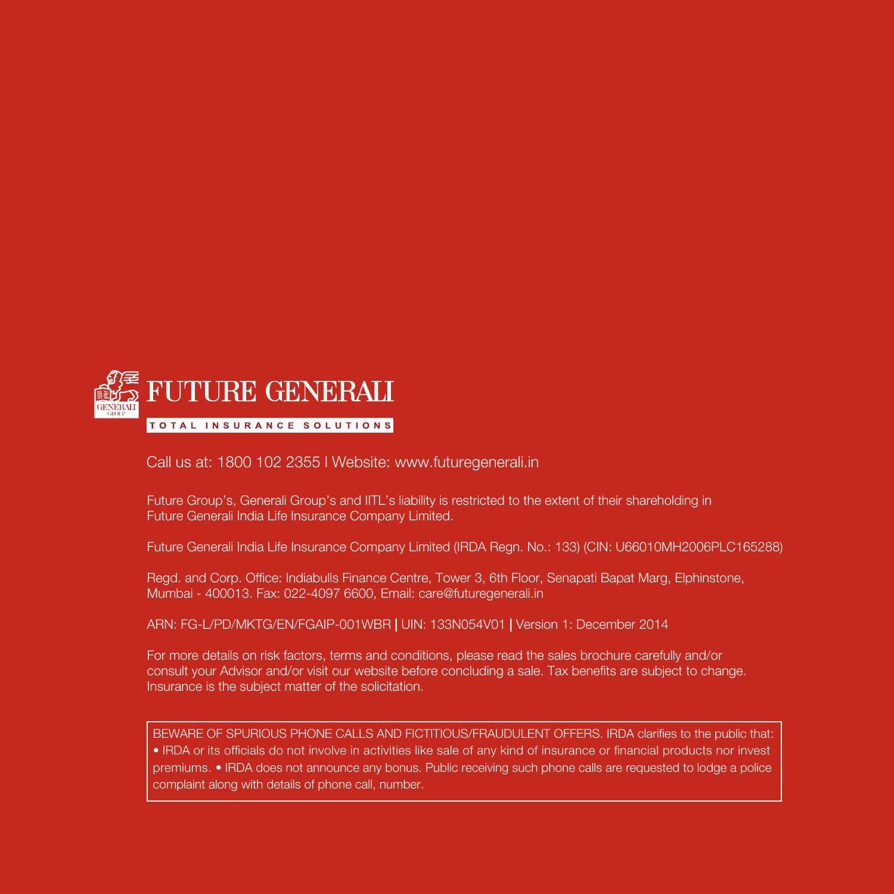FUTURE GENERALI

TOTAL INSURANCE SOLUTIONS

Call us at: 1800 102 2355 l Website: www.futuregenerali.in

Future Group's, Generali Group's and IITL's liability is restricted to the extent of their shareholding in Future Generali India Life Insurance Company Limited.

Future Generali India Life Insurance Company Limited (IRDA Regn. No.: 133) (CIN: U66010MH2006PLC165288)

Regd. and Corp. Office: Indiabulls Finance Centre, Tower 3, 6th Floor, Senapati Bapat Marg, Elphinstone, Mumbai - 400013. Fax: 022-4097 6600, Email: care@futuregenerali.in

ARN: FG-L/PD/MKTG/EN/FGAIP-001WBR | UIN: 133N054V01 | Version 1: December 2014

For more details on risk factors, terms and conditions, please read the sales brochure carefully and/or consult your Advisor and/or visit our website before concluding a sale. Tax benefits are subject to change. Insurance is the subject matter of the solicitation.

BEWARE OF SPURIOUS PHONE CALLS AND FICTITIOUS/FRAUDULENT OFFERS. IRDA clarifies to the public that: • IRDA or its officials do not involve in activities like sale of any kind of insurance or financial products nor invest premiums. • IRDA does not announce any bonus. Public receiving such phone calls are requested to lodge a police complaint along with details of phone call, number.